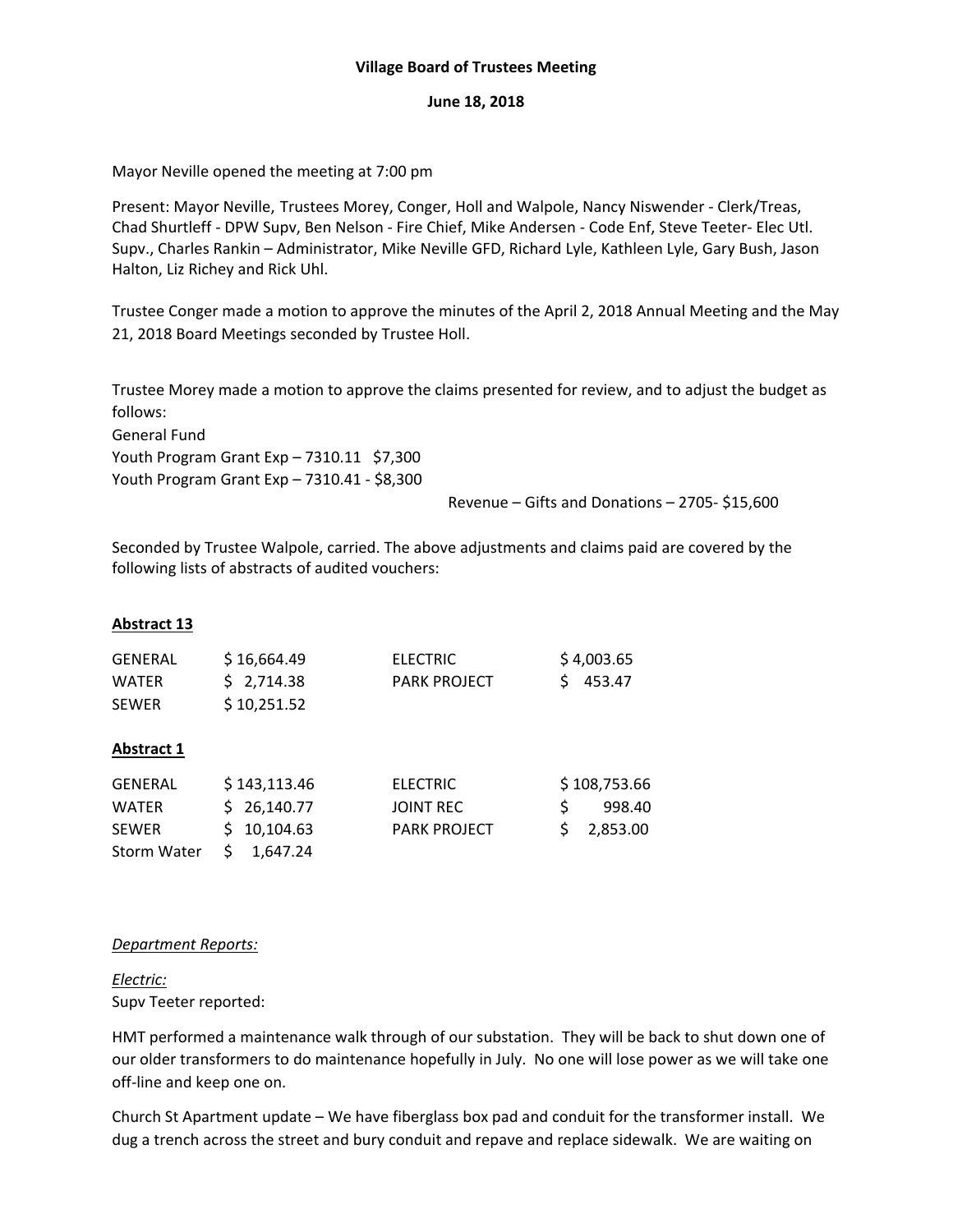**Village Board of Trustees Meeting**

**June 18, 2018**

Mayor Neville opened the meeting at 7:00 pm

Present: Mayor Neville, Trustees Morey, Conger, Holl and Walpole, Nancy Niswender - Clerk/Treas, Chad Shurtleff - DPW Supv, Ben Nelson - Fire Chief, Mike Andersen - Code Enf, Steve Teeter- Elec Utl. Supv., Charles Rankin – Administrator, Mike Neville GFD, Richard Lyle, Kathleen Lyle, Gary Bush, Jason Halton, Liz Richey and Rick Uhl.

Trustee Conger made a motion to approve the minutes of the April 2, 2018 Annual Meeting and the May 21, 2018 Board Meetings seconded by Trustee Holl.

Trustee Morey made a motion to approve the claims presented for review, and to adjust the budget as follows:

General Fund

Youth Program Grant Exp – 7310.11 $7,300

Youth Program Grant Exp – 7310.41 - $8,300

Revenue – Gifts and Donations – 2705- $15,600

Seconded by Trustee Walpole, carried. The above adjustments and claims paid are covered by the following lists of abstracts of audited vouchers:

**Abstract 13**

| | | | |
|---|---|---|---|
| GENERAL | $ 16,664.49 | ELECTRIC | $ 4,003.65 |
| WATER | $ 2,714.38 | PARK PROJECT | $ 453.47 |
| SEWER | $ 10,251.52 | | |

**Abstract 1**

| | | | |
|---|---|---|---|
| GENERAL | $ 143,113.46 | ELECTRIC | $ 108,753.66 |
| WATER | $ 26,140.77 | JOINT REC | $ 998.40 |
| SEWER | $ 10,104.63 | PARK PROJECT | $ 2,853.00 |
| Storm Water | $ 1,647.24 | | |

*Department Reports:*

*Electric:*

Supv Teeter reported:

HMT performed a maintenance walk through of our substation. They will be back to shut down one of our older transformers to do maintenance hopefully in July. No one will lose power as we will take one off-line and keep one on.

Church St Apartment update – We have fiberglass box pad and conduit for the transformer install. We dug a trench across the street and bury conduit and repave and replace sidewalk. We are waiting on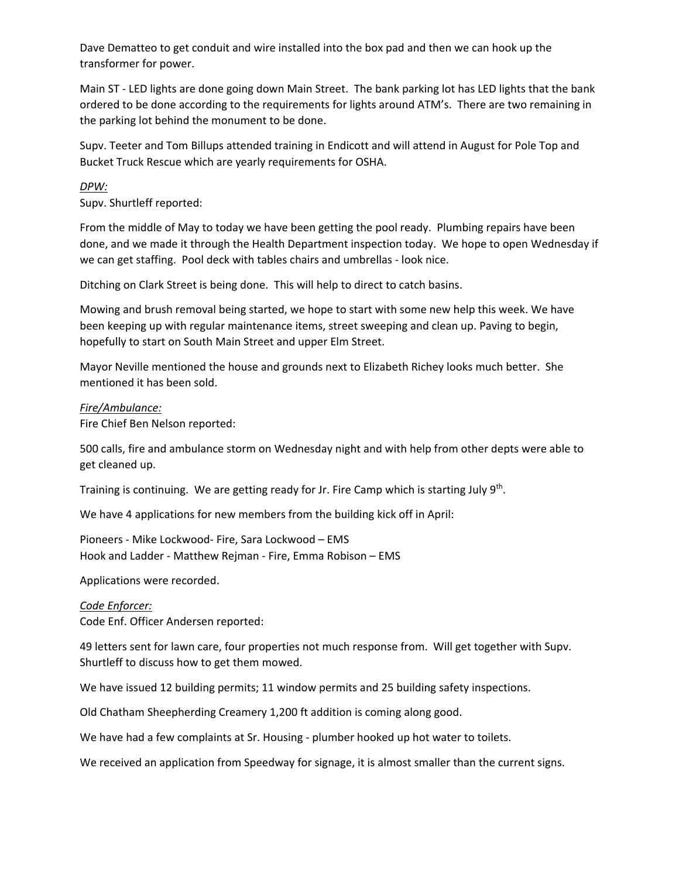Dave Dematteo to get conduit and wire installed into the box pad and then we can hook up the transformer for power.

Main ST - LED lights are done going down Main Street. The bank parking lot has LED lights that the bank ordered to be done according to the requirements for lights around ATM's. There are two remaining in the parking lot behind the monument to be done.

Supv. Teeter and Tom Billups attended training in Endicott and will attend in August for Pole Top and Bucket Truck Rescue which are yearly requirements for OSHA.

*DPW:*

Supv. Shurtleff reported:

From the middle of May to today we have been getting the pool ready. Plumbing repairs have been done, and we made it through the Health Department inspection today. We hope to open Wednesday if we can get staffing. Pool deck with tables chairs and umbrellas - look nice.

Ditching on Clark Street is being done. This will help to direct to catch basins.

Mowing and brush removal being started, we hope to start with some new help this week. We have been keeping up with regular maintenance items, street sweeping and clean up. Paving to begin, hopefully to start on South Main Street and upper Elm Street.

Mayor Neville mentioned the house and grounds next to Elizabeth Richey looks much better. She mentioned it has been sold.

*Fire/Ambulance:*

Fire Chief Ben Nelson reported:

500 calls, fire and ambulance storm on Wednesday night and with help from other depts were able to get cleaned up.

Training is continuing. We are getting ready for Jr. Fire Camp which is starting July 9th.

We have 4 applications for new members from the building kick off in April:

Pioneers - Mike Lockwood- Fire, Sara Lockwood – EMS
Hook and Ladder - Matthew Rejman - Fire, Emma Robison – EMS

Applications were recorded.

*Code Enforcer:*

Code Enf. Officer Andersen reported:

49 letters sent for lawn care, four properties not much response from. Will get together with Supv. Shurtleff to discuss how to get them mowed.

We have issued 12 building permits; 11 window permits and 25 building safety inspections.

Old Chatham Sheepherding Creamery 1,200 ft addition is coming along good.

We have had a few complaints at Sr. Housing - plumber hooked up hot water to toilets.

We received an application from Speedway for signage, it is almost smaller than the current signs.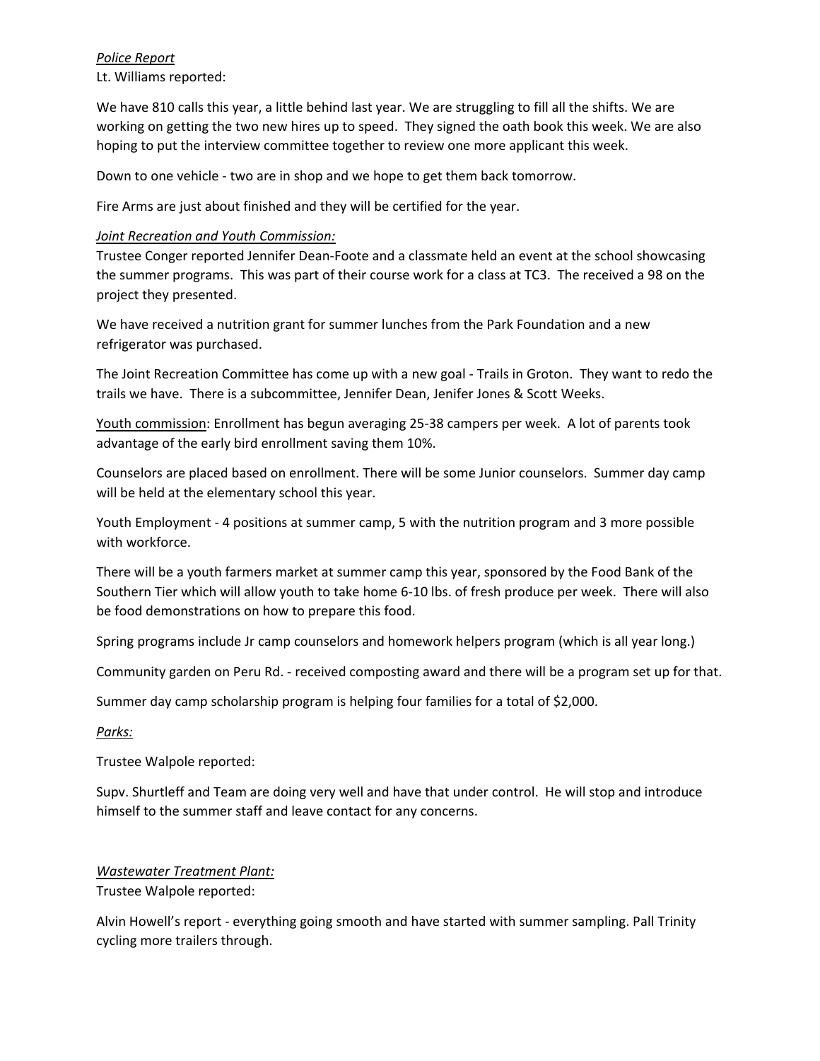*Police Report*
Lt. Williams reported:

We have 810 calls this year, a little behind last year. We are struggling to fill all the shifts. We are working on getting the two new hires up to speed. They signed the oath book this week. We are also hoping to put the interview committee together to review one more applicant this week.

Down to one vehicle - two are in shop and we hope to get them back tomorrow.

Fire Arms are just about finished and they will be certified for the year.

*Joint Recreation and Youth Commission:*
Trustee Conger reported Jennifer Dean-Foote and a classmate held an event at the school showcasing the summer programs. This was part of their course work for a class at TC3. The received a 98 on the project they presented.

We have received a nutrition grant for summer lunches from the Park Foundation and a new refrigerator was purchased.

The Joint Recreation Committee has come up with a new goal - Trails in Groton. They want to redo the trails we have. There is a subcommittee, Jennifer Dean, Jenifer Jones & Scott Weeks.

<u>Youth commission</u>: Enrollment has begun averaging 25-38 campers per week. A lot of parents took advantage of the early bird enrollment saving them 10%.

Counselors are placed based on enrollment. There will be some Junior counselors. Summer day camp will be held at the elementary school this year.

Youth Employment - 4 positions at summer camp, 5 with the nutrition program and 3 more possible with workforce.

There will be a youth farmers market at summer camp this year, sponsored by the Food Bank of the Southern Tier which will allow youth to take home 6-10 lbs. of fresh produce per week. There will also be food demonstrations on how to prepare this food.

Spring programs include Jr camp counselors and homework helpers program (which is all year long.)

Community garden on Peru Rd. - received composting award and there will be a program set up for that.

Summer day camp scholarship program is helping four families for a total of $2,000.

*Parks:*

Trustee Walpole reported:

Supv. Shurtleff and Team are doing very well and have that under control. He will stop and introduce himself to the summer staff and leave contact for any concerns.

*Wastewater Treatment Plant:*
Trustee Walpole reported:

Alvin Howell's report - everything going smooth and have started with summer sampling. Pall Trinity cycling more trailers through.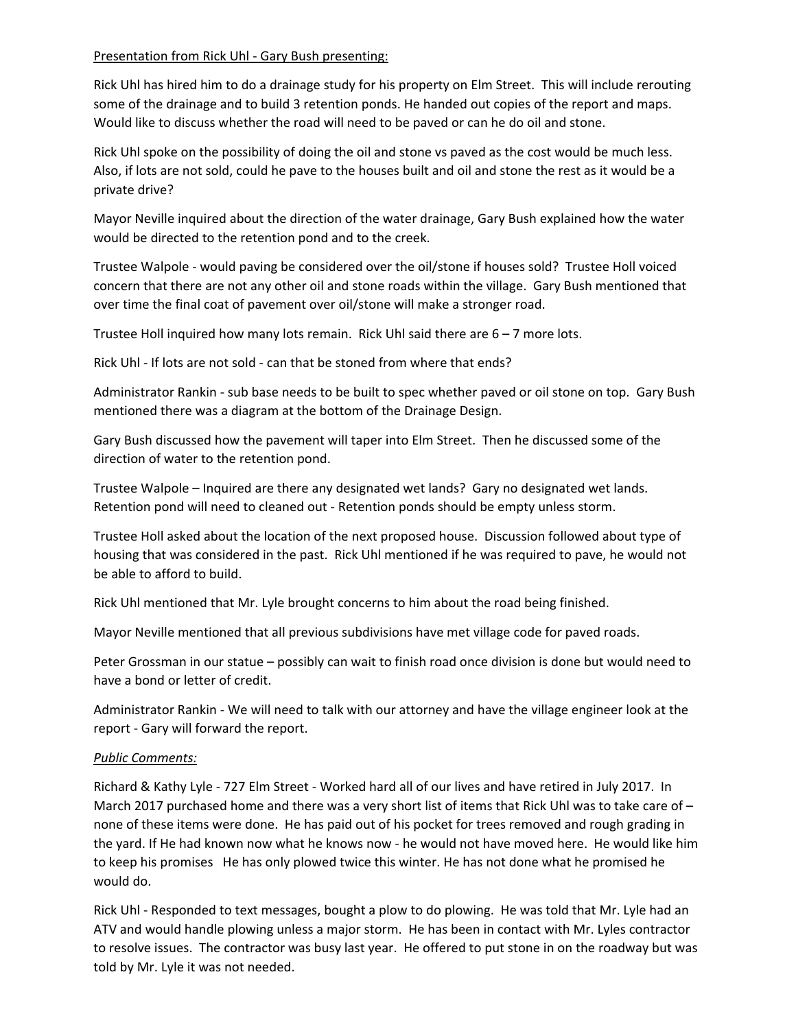Presentation from Rick Uhl - Gary Bush presenting:

Rick Uhl has hired him to do a drainage study for his property on Elm Street. This will include rerouting some of the drainage and to build 3 retention ponds. He handed out copies of the report and maps. Would like to discuss whether the road will need to be paved or can he do oil and stone.

Rick Uhl spoke on the possibility of doing the oil and stone vs paved as the cost would be much less. Also, if lots are not sold, could he pave to the houses built and oil and stone the rest as it would be a private drive?

Mayor Neville inquired about the direction of the water drainage, Gary Bush explained how the water would be directed to the retention pond and to the creek.

Trustee Walpole - would paving be considered over the oil/stone if houses sold? Trustee Holl voiced concern that there are not any other oil and stone roads within the village. Gary Bush mentioned that over time the final coat of pavement over oil/stone will make a stronger road.

Trustee Holl inquired how many lots remain. Rick Uhl said there are 6 – 7 more lots.

Rick Uhl - If lots are not sold - can that be stoned from where that ends?

Administrator Rankin - sub base needs to be built to spec whether paved or oil stone on top. Gary Bush mentioned there was a diagram at the bottom of the Drainage Design.

Gary Bush discussed how the pavement will taper into Elm Street. Then he discussed some of the direction of water to the retention pond.

Trustee Walpole – Inquired are there any designated wet lands? Gary no designated wet lands. Retention pond will need to cleaned out - Retention ponds should be empty unless storm.

Trustee Holl asked about the location of the next proposed house. Discussion followed about type of housing that was considered in the past. Rick Uhl mentioned if he was required to pave, he would not be able to afford to build.

Rick Uhl mentioned that Mr. Lyle brought concerns to him about the road being finished.

Mayor Neville mentioned that all previous subdivisions have met village code for paved roads.

Peter Grossman in our statue – possibly can wait to finish road once division is done but would need to have a bond or letter of credit.

Administrator Rankin - We will need to talk with our attorney and have the village engineer look at the report - Gary will forward the report.

*Public Comments:*

Richard & Kathy Lyle - 727 Elm Street - Worked hard all of our lives and have retired in July 2017. In March 2017 purchased home and there was a very short list of items that Rick Uhl was to take care of – none of these items were done. He has paid out of his pocket for trees removed and rough grading in the yard. If He had known now what he knows now - he would not have moved here. He would like him to keep his promises He has only plowed twice this winter. He has not done what he promised he would do.

Rick Uhl - Responded to text messages, bought a plow to do plowing. He was told that Mr. Lyle had an ATV and would handle plowing unless a major storm. He has been in contact with Mr. Lyles contractor to resolve issues. The contractor was busy last year. He offered to put stone in on the roadway but was told by Mr. Lyle it was not needed.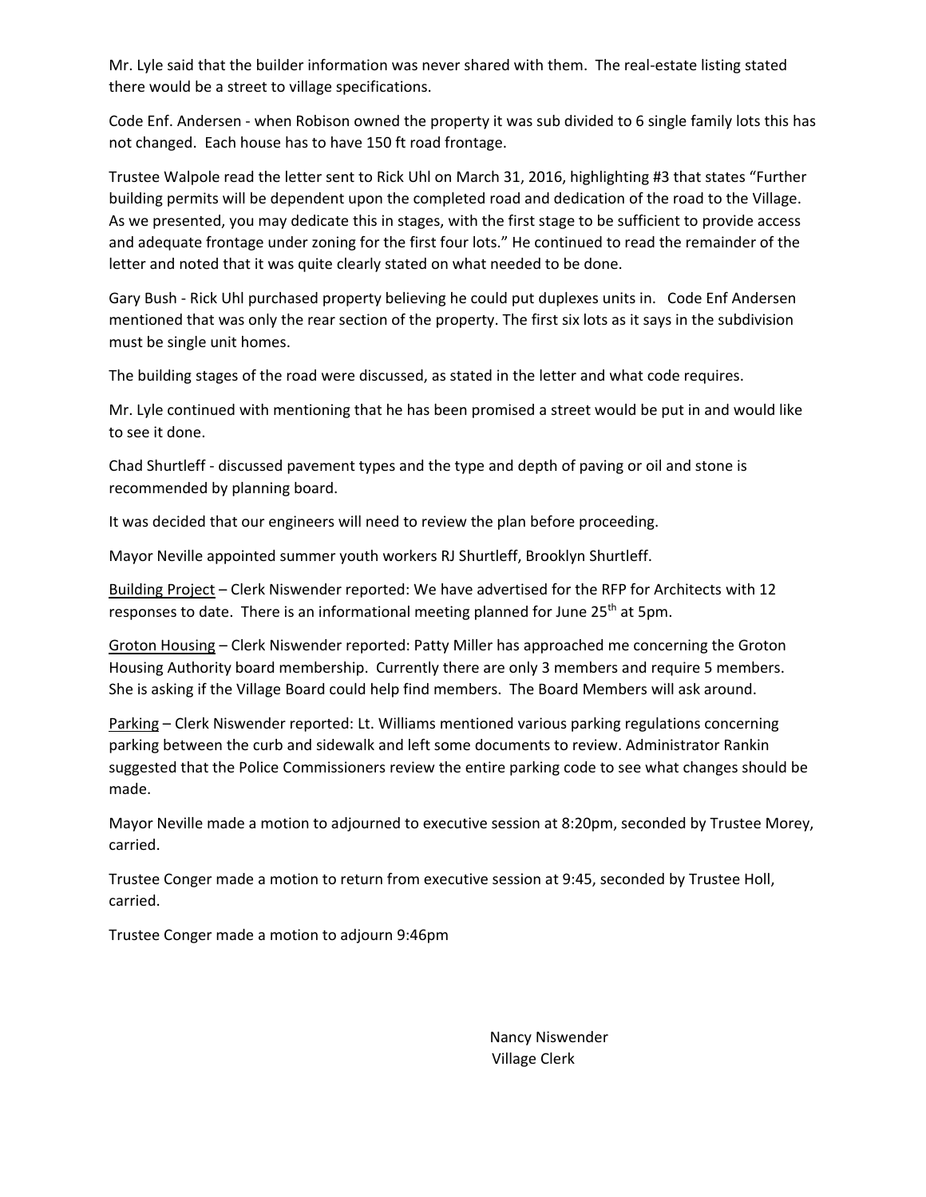Mr. Lyle said that the builder information was never shared with them. The real-estate listing stated there would be a street to village specifications.

Code Enf. Andersen - when Robison owned the property it was sub divided to 6 single family lots this has not changed. Each house has to have 150 ft road frontage.

Trustee Walpole read the letter sent to Rick Uhl on March 31, 2016, highlighting #3 that states "Further building permits will be dependent upon the completed road and dedication of the road to the Village. As we presented, you may dedicate this in stages, with the first stage to be sufficient to provide access and adequate frontage under zoning for the first four lots." He continued to read the remainder of the letter and noted that it was quite clearly stated on what needed to be done.

Gary Bush - Rick Uhl purchased property believing he could put duplexes units in. Code Enf Andersen mentioned that was only the rear section of the property. The first six lots as it says in the subdivision must be single unit homes.

The building stages of the road were discussed, as stated in the letter and what code requires.

Mr. Lyle continued with mentioning that he has been promised a street would be put in and would like to see it done.

Chad Shurtleff - discussed pavement types and the type and depth of paving or oil and stone is recommended by planning board.

It was decided that our engineers will need to review the plan before proceeding.

Mayor Neville appointed summer youth workers RJ Shurtleff, Brooklyn Shurtleff.

<u>Building Project</u> – Clerk Niswender reported: We have advertised for the RFP for Architects with 12 responses to date. There is an informational meeting planned for June 25th at 5pm.

<u>Groton Housing</u> – Clerk Niswender reported: Patty Miller has approached me concerning the Groton Housing Authority board membership. Currently there are only 3 members and require 5 members. She is asking if the Village Board could help find members. The Board Members will ask around.

<u>Parking</u> – Clerk Niswender reported: Lt. Williams mentioned various parking regulations concerning parking between the curb and sidewalk and left some documents to review. Administrator Rankin suggested that the Police Commissioners review the entire parking code to see what changes should be made.

Mayor Neville made a motion to adjourned to executive session at 8:20pm, seconded by Trustee Morey, carried.

Trustee Conger made a motion to return from executive session at 9:45, seconded by Trustee Holl, carried.

Trustee Conger made a motion to adjourn 9:46pm

Nancy Niswender
Village Clerk